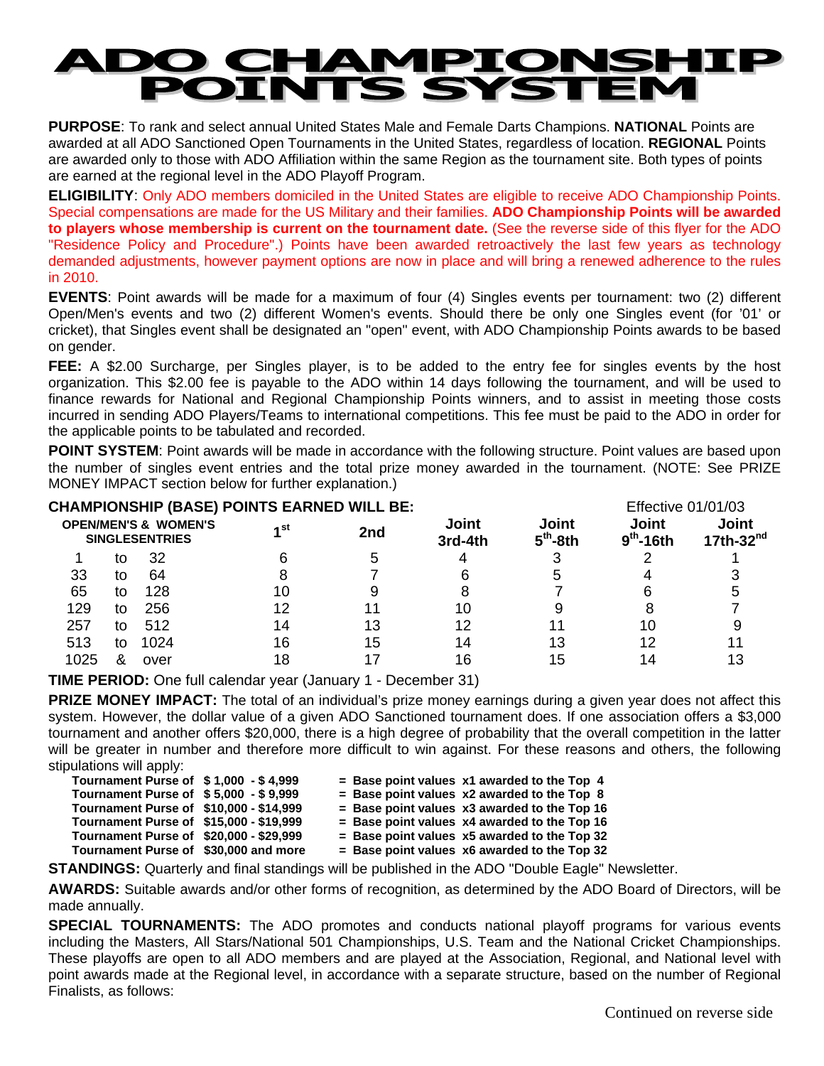# ADO CHAMPIONSHIP POINTS SYSTEM

**PURPOSE**: To rank and select annual United States Male and Female Darts Champions. **NATIONAL** Points are awarded at all ADO Sanctioned Open Tournaments in the United States, regardless of location. **REGIONAL** Points are awarded only to those with ADO Affiliation within the same Region as the tournament site. Both types of points are earned at the regional level in the ADO Playoff Program.

**ELIGIBILITY**: Only ADO members domiciled in the United States are eligible to receive ADO Championship Points. Special compensations are made for the US Military and their families. **ADO Championship Points will be awarded to players whose membership is current on the tournament date.** (See the reverse side of this flyer for the ADO "Residence Policy and Procedure".) Points have been awarded retroactively the last few years as technology demanded adjustments, however payment options are now in place and will bring a renewed adherence to the rules in 2010.

**EVENTS**: Point awards will be made for a maximum of four (4) Singles events per tournament: two (2) different Open/Men's events and two (2) different Women's events. Should there be only one Singles event (for '01' or cricket), that Singles event shall be designated an "open" event, with ADO Championship Points awards to be based on gender.

**FEE:** A $2.00 Surcharge, per Singles player, is to be added to the entry fee for singles events by the host organization. This $2.00 fee is payable to the ADO within 14 days following the tournament, and will be used to finance rewards for National and Regional Championship Points winners, and to assist in meeting those costs incurred in sending ADO Players/Teams to international competitions. This fee must be paid to the ADO in order for the applicable points to be tabulated and recorded.

**POINT SYSTEM**: Point awards will be made in accordance with the following structure. Point values are based upon the number of singles event entries and the total prize money awarded in the tournament. (NOTE: See PRIZE MONEY IMPACT section below for further explanation.)

**CHAMPIONSHIP (BASE) POINTS EARNED WILL BE:** Effective 01/01/03

| OPEN/MEN'S & WOMEN'S SINGLESENTRIES | 1st | 2nd | Joint 3rd-4th | Joint 5th-8th | Joint 9th-16th | Joint 17th-32nd |
|---|---|---|---|---|---|---|
| 1 to 32 | 6 | 5 | 4 | 3 | 2 | 1 |
| 33 to 64 | 8 | 7 | 6 | 5 | 4 | 3 |
| 65 to 128 | 10 | 9 | 8 | 7 | 6 | 5 |
| 129 to 256 | 12 | 11 | 10 | 9 | 8 | 7 |
| 257 to 512 | 14 | 13 | 12 | 11 | 10 | 9 |
| 513 to 1024 | 16 | 15 | 14 | 13 | 12 | 11 |
| 1025 & over | 18 | 17 | 16 | 15 | 14 | 13 |

**TIME PERIOD:** One full calendar year (January 1 - December 31)

**PRIZE MONEY IMPACT:** The total of an individual's prize money earnings during a given year does not affect this system. However, the dollar value of a given ADO Sanctioned tournament does. If one association offers a $3,000 tournament and another offers $20,000, there is a high degree of probability that the overall competition in the latter will be greater in number and therefore more difficult to win against. For these reasons and others, the following stipulations will apply:

**Tournament Purse of $ 1,000 - $ 4,999 = Base point values x1 awarded to the Top 4**
**Tournament Purse of $ 5,000 - $ 9,999 = Base point values x2 awarded to the Top 8**
**Tournament Purse of $10,000 - $14,999 = Base point values x3 awarded to the Top 16**
**Tournament Purse of $15,000 - $19,999 = Base point values x4 awarded to the Top 16**
**Tournament Purse of $20,000 - $29,999 = Base point values x5 awarded to the Top 32**
**Tournament Purse of $30,000 and more = Base point values x6 awarded to the Top 32**

**STANDINGS:** Quarterly and final standings will be published in the ADO "Double Eagle" Newsletter.

**AWARDS:** Suitable awards and/or other forms of recognition, as determined by the ADO Board of Directors, will be made annually.

**SPECIAL TOURNAMENTS:** The ADO promotes and conducts national playoff programs for various events including the Masters, All Stars/National 501 Championships, U.S. Team and the National Cricket Championships. These playoffs are open to all ADO members and are played at the Association, Regional, and National level with point awards made at the Regional level, in accordance with a separate structure, based on the number of Regional Finalists, as follows:

Continued on reverse side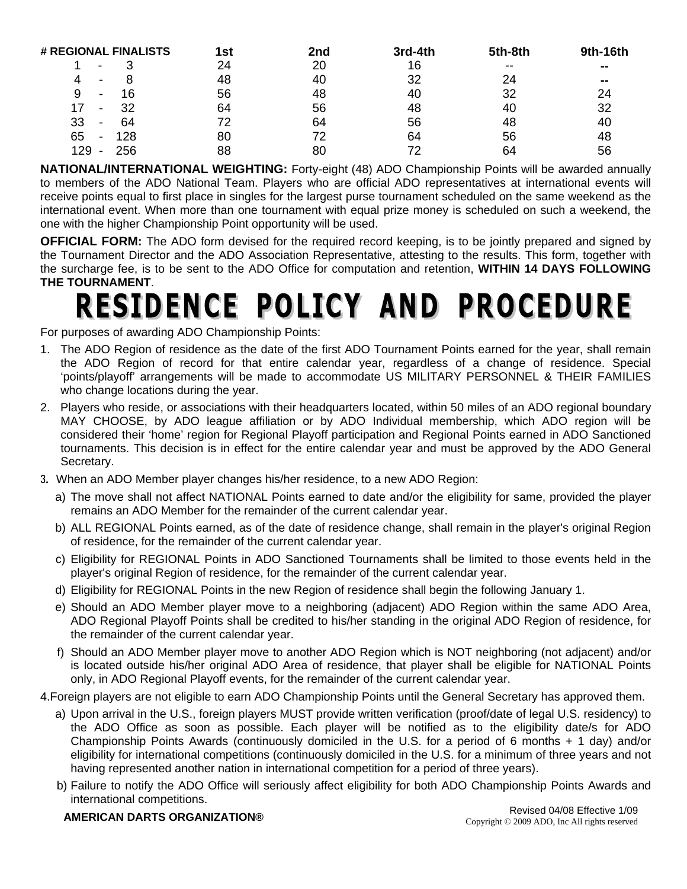| # REGIONAL FINALISTS | 1st | 2nd | 3rd-4th | 5th-8th | 9th-16th |
|---|---|---|---|---|---|
| 1 - 3 | 24 | 20 | 16 | -- | -- |
| 4 - 8 | 48 | 40 | 32 | 24 | -- |
| 9 - 16 | 56 | 48 | 40 | 32 | 24 |
| 17 - 32 | 64 | 56 | 48 | 40 | 32 |
| 33 - 64 | 72 | 64 | 56 | 48 | 40 |
| 65 - 128 | 80 | 72 | 64 | 56 | 48 |
| 129 - 256 | 88 | 80 | 72 | 64 | 56 |

**NATIONAL/INTERNATIONAL WEIGHTING:** Forty-eight (48) ADO Championship Points will be awarded annually to members of the ADO National Team. Players who are official ADO representatives at international events will receive points equal to first place in singles for the largest purse tournament scheduled on the same weekend as the international event. When more than one tournament with equal prize money is scheduled on such a weekend, the one with the higher Championship Point opportunity will be used.

**OFFICIAL FORM:** The ADO form devised for the required record keeping, is to be jointly prepared and signed by the Tournament Director and the ADO Association Representative, attesting to the results. This form, together with the surcharge fee, is to be sent to the ADO Office for computation and retention, **WITHIN 14 DAYS FOLLOWING THE TOURNAMENT**.

# RESIDENCE POLICY AND PROCEDURE

For purposes of awarding ADO Championship Points:

1. The ADO Region of residence as the date of the first ADO Tournament Points earned for the year, shall remain the ADO Region of record for that entire calendar year, regardless of a change of residence. Special 'points/playoff' arrangements will be made to accommodate US MILITARY PERSONNEL & THEIR FAMILIES who change locations during the year.
2. Players who reside, or associations with their headquarters located, within 50 miles of an ADO regional boundary MAY CHOOSE, by ADO league affiliation or by ADO Individual membership, which ADO region will be considered their 'home' region for Regional Playoff participation and Regional Points earned in ADO Sanctioned tournaments. This decision is in effect for the entire calendar year and must be approved by the ADO General Secretary.
3. When an ADO Member player changes his/her residence, to a new ADO Region:
   - a) The move shall not affect NATIONAL Points earned to date and/or the eligibility for same, provided the player remains an ADO Member for the remainder of the current calendar year.
   - b) ALL REGIONAL Points earned, as of the date of residence change, shall remain in the player's original Region of residence, for the remainder of the current calendar year.
   - c) Eligibility for REGIONAL Points in ADO Sanctioned Tournaments shall be limited to those events held in the player's original Region of residence, for the remainder of the current calendar year.
   - d) Eligibility for REGIONAL Points in the new Region of residence shall begin the following January 1.
   - e) Should an ADO Member player move to a neighboring (adjacent) ADO Region within the same ADO Area, ADO Regional Playoff Points shall be credited to his/her standing in the original ADO Region of residence, for the remainder of the current calendar year.
   - f) Should an ADO Member player move to another ADO Region which is NOT neighboring (not adjacent) and/or is located outside his/her original ADO Area of residence, that player shall be eligible for NATIONAL Points only, in ADO Regional Playoff events, for the remainder of the current calendar year.

4. Foreign players are not eligible to earn ADO Championship Points until the General Secretary has approved them.
   - a) Upon arrival in the U.S., foreign players MUST provide written verification (proof/date of legal U.S. residency) to the ADO Office as soon as possible. Each player will be notified as to the eligibility date/s for ADO Championship Points Awards (continuously domiciled in the U.S. for a period of 6 months + 1 day) and/or eligibility for international competitions (continuously domiciled in the U.S. for a minimum of three years and not having represented another nation in international competition for a period of three years).
   - b) Failure to notify the ADO Office will seriously affect eligibility for both ADO Championship Points Awards and international competitions.

**AMERICAN DARTS ORGANIZATION®**

Revised 04/08 Effective 1/09
Copyright © 2009 ADO, Inc All rights reserved